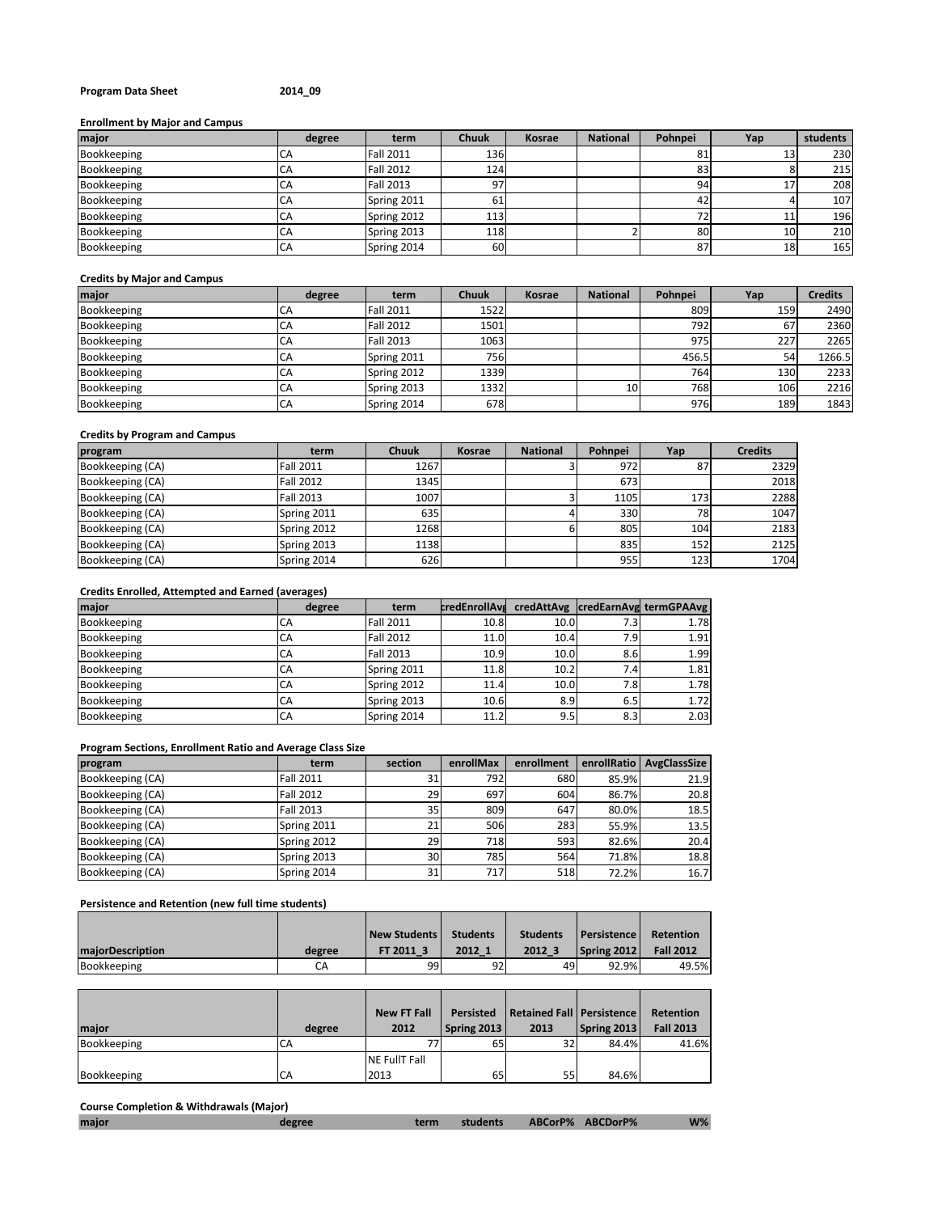**Program Data Sheet** **2014_09**

**Enrollment by Major and Campus**

| major | degree | term | Chuuk | Kosrae | National | Pohnpei | Yap | students |
|---|---|---|---|---|---|---|---|---|
| Bookkeeping | CA | Fall 2011 | 136 | | | 81 | 13 | 230 |
| Bookkeeping | CA | Fall 2012 | 124 | | | 83 | 8 | 215 |
| Bookkeeping | CA | Fall 2013 | 97 | | | 94 | 17 | 208 |
| Bookkeeping | CA | Spring 2011 | 61 | | | 42 | 4 | 107 |
| Bookkeeping | CA | Spring 2012 | 113 | | | 72 | 11 | 196 |
| Bookkeeping | CA | Spring 2013 | 118 | | 2 | 80 | 10 | 210 |
| Bookkeeping | CA | Spring 2014 | 60 | | | 87 | 18 | 165 |

**Credits by Major and Campus**

| major | degree | term | Chuuk | Kosrae | National | Pohnpei | Yap | Credits |
|---|---|---|---|---|---|---|---|---|
| Bookkeeping | CA | Fall 2011 | 1522 | | | 809 | 159 | 2490 |
| Bookkeeping | CA | Fall 2012 | 1501 | | | 792 | 67 | 2360 |
| Bookkeeping | CA | Fall 2013 | 1063 | | | 975 | 227 | 2265 |
| Bookkeeping | CA | Spring 2011 | 756 | | | 456.5 | 54 | 1266.5 |
| Bookkeeping | CA | Spring 2012 | 1339 | | | 764 | 130 | 2233 |
| Bookkeeping | CA | Spring 2013 | 1332 | | 10 | 768 | 106 | 2216 |
| Bookkeeping | CA | Spring 2014 | 678 | | | 976 | 189 | 1843 |

**Credits by Program and Campus**

| program | term | Chuuk | Kosrae | National | Pohnpei | Yap | Credits |
|---|---|---|---|---|---|---|---|
| Bookkeeping (CA) | Fall 2011 | 1267 | | 3 | 972 | 87 | 2329 |
| Bookkeeping (CA) | Fall 2012 | 1345 | | | 673 | | 2018 |
| Bookkeeping (CA) | Fall 2013 | 1007 | | 3 | 1105 | 173 | 2288 |
| Bookkeeping (CA) | Spring 2011 | 635 | | 4 | 330 | 78 | 1047 |
| Bookkeeping (CA) | Spring 2012 | 1268 | | 6 | 805 | 104 | 2183 |
| Bookkeeping (CA) | Spring 2013 | 1138 | | | 835 | 152 | 2125 |
| Bookkeeping (CA) | Spring 2014 | 626 | | | 955 | 123 | 1704 |

**Credits Enrolled, Attempted and Earned (averages)**

| major | degree | term | credEnrollAvg | credAttAvg | credEarnAvg | termGPAAvg |
|---|---|---|---|---|---|---|
| Bookkeeping | CA | Fall 2011 | 10.8 | 10.0 | 7.3 | 1.78 |
| Bookkeeping | CA | Fall 2012 | 11.0 | 10.4 | 7.9 | 1.91 |
| Bookkeeping | CA | Fall 2013 | 10.9 | 10.0 | 8.6 | 1.99 |
| Bookkeeping | CA | Spring 2011 | 11.8 | 10.2 | 7.4 | 1.81 |
| Bookkeeping | CA | Spring 2012 | 11.4 | 10.0 | 7.8 | 1.78 |
| Bookkeeping | CA | Spring 2013 | 10.6 | 8.9 | 6.5 | 1.72 |
| Bookkeeping | CA | Spring 2014 | 11.2 | 9.5 | 8.3 | 2.03 |

**Program Sections, Enrollment Ratio and Average Class Size**

| program | term | section | enrollMax | enrollment | enrollRatio | AvgClassSize |
|---|---|---|---|---|---|---|
| Bookkeeping (CA) | Fall 2011 | 31 | 792 | 680 | 85.9% | 21.9 |
| Bookkeeping (CA) | Fall 2012 | 29 | 697 | 604 | 86.7% | 20.8 |
| Bookkeeping (CA) | Fall 2013 | 35 | 809 | 647 | 80.0% | 18.5 |
| Bookkeeping (CA) | Spring 2011 | 21 | 506 | 283 | 55.9% | 13.5 |
| Bookkeeping (CA) | Spring 2012 | 29 | 718 | 593 | 82.6% | 20.4 |
| Bookkeeping (CA) | Spring 2013 | 30 | 785 | 564 | 71.8% | 18.8 |
| Bookkeeping (CA) | Spring 2014 | 31 | 717 | 518 | 72.2% | 16.7 |

**Persistence and Retention (new full time students)**

| majorDescription | degree | New Students FT 2011_3 | Students 2012_1 | Students 2012_3 | Persistence Spring 2012 | Retention Fall 2012 |
|---|---|---|---|---|---|---|
| Bookkeeping | CA | 99 | 92 | 49 | 92.9% | 49.5% |

| major | degree | New FT Fall 2012 | Persisted Spring 2013 | Retained Fall 2013 | Persistence Spring 2013 | Retention Fall 2013 |
|---|---|---|---|---|---|---|
| Bookkeeping | CA | 77 | 65 | 32 | 84.4% | 41.6% |
| Bookkeeping | CA | NE FullT Fall 2013 | 65 | 55 | 84.6% | |

**Course Completion & Withdrawals (Major)**

| major | degree | term | students | ABCorP% | ABCDorP% | W% |
|---|---|---|---|---|---|---|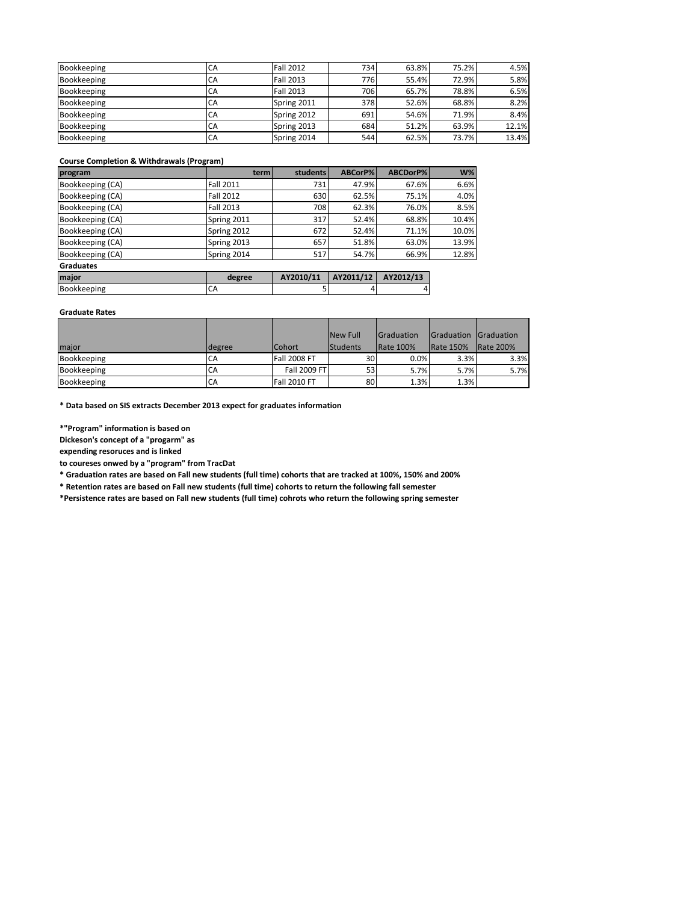| | | | | | | |
|---|---|---|---|---|---|---|
| Bookkeeping | CA | Fall 2012 | 734 | 63.8% | 75.2% | 4.5% |
| Bookkeeping | CA | Fall 2013 | 776 | 55.4% | 72.9% | 5.8% |
| Bookkeeping | CA | Fall 2013 | 706 | 65.7% | 78.8% | 6.5% |
| Bookkeeping | CA | Spring 2011 | 378 | 52.6% | 68.8% | 8.2% |
| Bookkeeping | CA | Spring 2012 | 691 | 54.6% | 71.9% | 8.4% |
| Bookkeeping | CA | Spring 2013 | 684 | 51.2% | 63.9% | 12.1% |
| Bookkeeping | CA | Spring 2014 | 544 | 62.5% | 73.7% | 13.4% |

**Course Completion & Withdrawals (Program)**

| program | term | students | ABCorP% | ABCDorP% | W% |
|---|---|---|---|---|---|
| Bookkeeping (CA) | Fall 2011 | 731 | 47.9% | 67.6% | 6.6% |
| Bookkeeping (CA) | Fall 2012 | 630 | 62.5% | 75.1% | 4.0% |
| Bookkeeping (CA) | Fall 2013 | 708 | 62.3% | 76.0% | 8.5% |
| Bookkeeping (CA) | Spring 2011 | 317 | 52.4% | 68.8% | 10.4% |
| Bookkeeping (CA) | Spring 2012 | 672 | 52.4% | 71.1% | 10.0% |
| Bookkeeping (CA) | Spring 2013 | 657 | 51.8% | 63.0% | 13.9% |
| Bookkeeping (CA) | Spring 2014 | 517 | 54.7% | 66.9% | 12.8% |

**Graduates**

| major | degree | AY2010/11 | AY2011/12 | AY2012/13 |
|---|---|---|---|---|
| Bookkeeping | CA | 5 | 4 | 4 |

**Graduate Rates**

| major | degree | Cohort | New Full Students | Graduation Rate 100% | Graduation Rate 150% | Graduation Rate 200% |
|---|---|---|---|---|---|---|
| Bookkeeping | CA | Fall 2008 FT | 30 | 0.0% | 3.3% | 3.3% |
| Bookkeeping | CA | Fall 2009 FT | 53 | 5.7% | 5.7% | 5.7% |
| Bookkeeping | CA | Fall 2010 FT | 80 | 1.3% | 1.3% | |

**\* Data based on SIS extracts December 2013 expect for graduates information**

**\*"Program" information is based on Dickeson's concept of a "progarm" as expending resoruces and is linked to coureses onwed by a "program" from TracDat**

**\* Graduation rates are based on Fall new students (full time) cohorts that are tracked at 100%, 150% and 200%**

**\* Retention rates are based on Fall new students (full time) cohorts to return the following fall semester**

**\*Persistence rates are based on Fall new students (full time) cohrots who return the following spring semester**